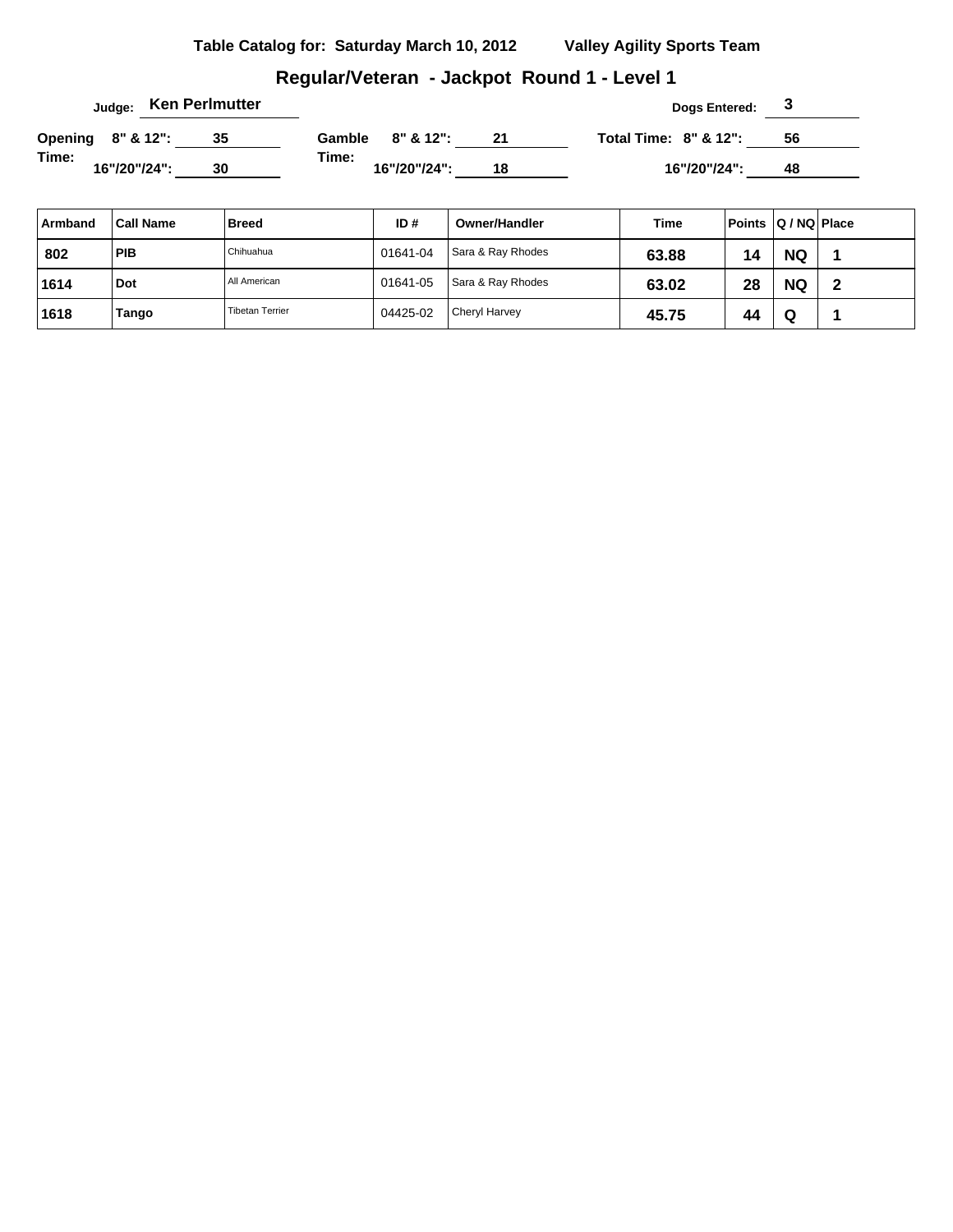**Table Catalog for: Saturday March 10, 2012** **Valley Agility Sports Team**

## Regular/Veteran - Jackpot Round 1 - Level 1

**Judge:** Ken Perlmutter **Dogs Entered:** 3

**Opening Time:** 8" & 12": 35 16"/20"/24": 30

**Gamble Time:** 8" & 12": 21 16"/20"/24": 18

**Total Time:** 8" & 12": 56 16"/20"/24": 48

| Armband | Call Name | Breed | ID # | Owner/Handler | Time | Points | Q / NQ | Place |
|---|---|---|---|---|---|---|---|---|
| 802 | PIB | Chihuahua | 01641-04 | Sara & Ray Rhodes | 63.88 | 14 | NQ | 1 |
| 1614 | Dot | All American | 01641-05 | Sara & Ray Rhodes | 63.02 | 28 | NQ | 2 |
| 1618 | Tango | Tibetan Terrier | 04425-02 | Cheryl Harvey | 45.75 | 44 | Q | 1 |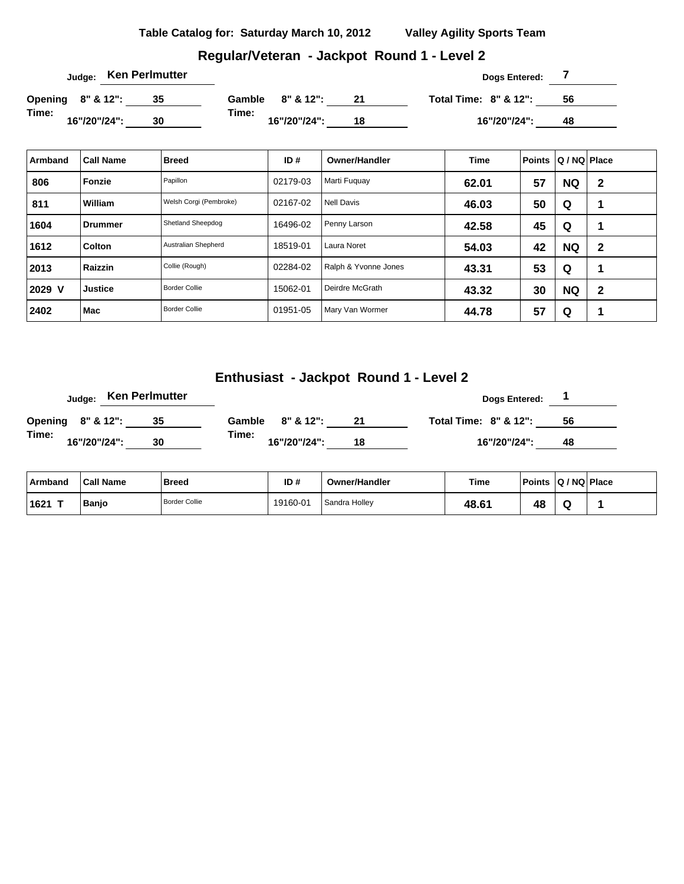**Table Catalog for: Saturday March 10, 2012** **Valley Agility Sports Team**

## Regular/Veteran - Jackpot Round 1 - Level 2

Judge: **Ken Perlmutter**

Dogs Entered: **7**

Opening Time: 8" & 12": 35 16"/20"/24": 30

Gamble Time: 8" & 12": 21 16"/20"/24": 18

Total Time: 8" & 12": 56 16"/20"/24": 48

| Armband | Call Name | Breed | ID # | Owner/Handler | Time | Points | Q / NQ | Place |
|---|---|---|---|---|---|---|---|---|
| 806 | Fonzie | Papillon | 02179-03 | Marti Fuquay | 62.01 | 57 | NQ | 2 |
| 811 | William | Welsh Corgi (Pembroke) | 02167-02 | Nell Davis | 46.03 | 50 | Q | 1 |
| 1604 | Drummer | Shetland Sheepdog | 16496-02 | Penny Larson | 42.58 | 45 | Q | 1 |
| 1612 | Colton | Australian Shepherd | 18519-01 | Laura Noret | 54.03 | 42 | NQ | 2 |
| 2013 | Raizzin | Collie (Rough) | 02284-02 | Ralph & Yvonne Jones | 43.31 | 53 | Q | 1 |
| 2029 V | Justice | Border Collie | 15062-01 | Deirdre McGrath | 43.32 | 30 | NQ | 2 |
| 2402 | Mac | Border Collie | 01951-05 | Mary Van Wormer | 44.78 | 57 | Q | 1 |

## Enthusiast - Jackpot Round 1 - Level 2

Judge: **Ken Perlmutter**

Dogs Entered: **1**

Opening Time: 8" & 12": 35 16"/20"/24": 30

Gamble Time: 8" & 12": 21 16"/20"/24": 18

Total Time: 8" & 12": 56 16"/20"/24": 48

| Armband | Call Name | Breed | ID # | Owner/Handler | Time | Points | Q / NQ | Place |
|---|---|---|---|---|---|---|---|---|
| 1621 T | Banjo | Border Collie | 19160-01 | Sandra Holley | 48.61 | 48 | Q | 1 |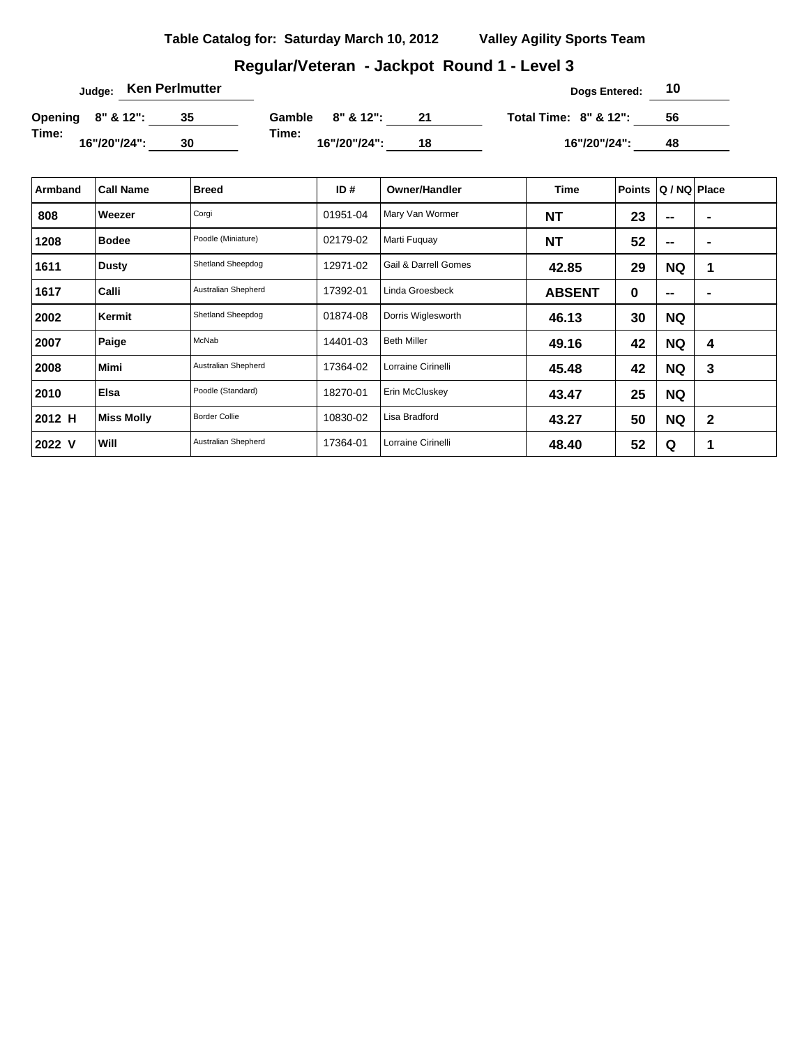**Table Catalog for: Saturday March 10, 2012** **Valley Agility Sports Team**

## Regular/Veteran - Jackpot Round 1 - Level 3

**Judge:** Ken Perlmutter **Dogs Entered:** 10

**Opening Time:** 8" & 12": 35 16"/20"/24": 30

**Gamble Time:** 8" & 12": 21 16"/20"/24": 18

**Total Time:** 8" & 12": 56 16"/20"/24": 48

| Armband | Call Name | Breed | ID # | Owner/Handler | Time | Points | Q / NQ | Place |
|---|---|---|---|---|---|---|---|---|
| 808 | Weezer | Corgi | 01951-04 | Mary Van Wormer | NT | 23 | -- | - |
| 1208 | Bodee | Poodle (Miniature) | 02179-02 | Marti Fuquay | NT | 52 | -- | - |
| 1611 | Dusty | Shetland Sheepdog | 12971-02 | Gail & Darrell Gomes | 42.85 | 29 | NQ | 1 |
| 1617 | Calli | Australian Shepherd | 17392-01 | Linda Groesbeck | ABSENT | 0 | -- | - |
| 2002 | Kermit | Shetland Sheepdog | 01874-08 | Dorris Wiglesworth | 46.13 | 30 | NQ | |
| 2007 | Paige | McNab | 14401-03 | Beth Miller | 49.16 | 42 | NQ | 4 |
| 2008 | Mimi | Australian Shepherd | 17364-02 | Lorraine Cirinelli | 45.48 | 42 | NQ | 3 |
| 2010 | Elsa | Poodle (Standard) | 18270-01 | Erin McCluskey | 43.47 | 25 | NQ | |
| 2012 H | Miss Molly | Border Collie | 10830-02 | Lisa Bradford | 43.27 | 50 | NQ | 2 |
| 2022 V | Will | Australian Shepherd | 17364-01 | Lorraine Cirinelli | 48.40 | 52 | Q | 1 |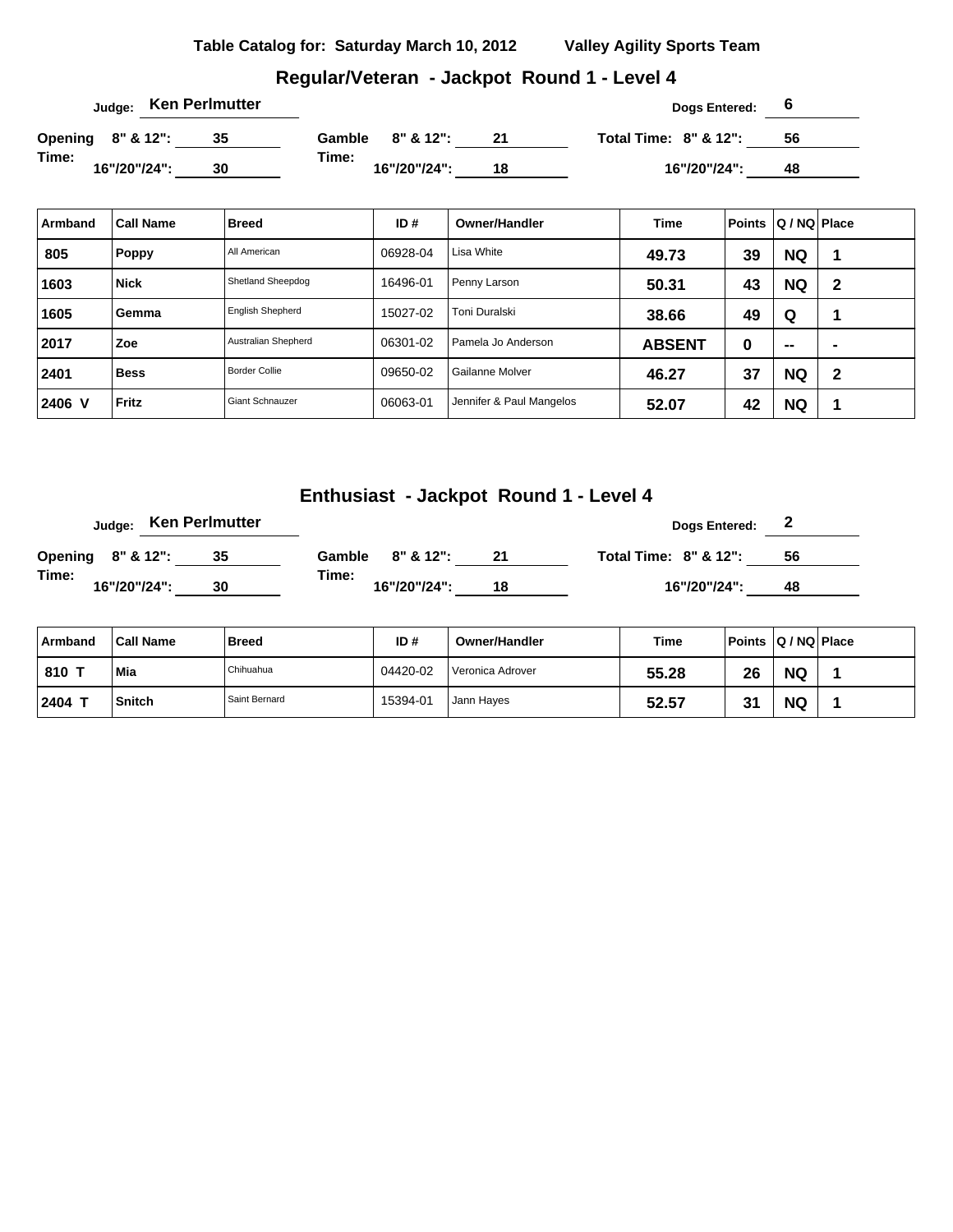**Table Catalog for: Saturday March 10, 2012** **Valley Agility Sports Team**

## Regular/Veteran - Jackpot Round 1 - Level 4

**Judge:** Ken Perlmutter **Dogs Entered:** 6

| | | | |
|---|---|---|---|
| **Opening Time:** 8" & 12": 35 | **Gamble Time:** 8" & 12": 21 | **Total Time:** 8" & 12": 56 |
| 16"/20"/24": 30 | 16"/20"/24": 18 | 16"/20"/24": 48 |

| Armband | Call Name | Breed | ID # | Owner/Handler | Time | Points | Q / NQ | Place |
|---|---|---|---|---|---|---|---|---|
| 805 | Poppy | All American | 06928-04 | Lisa White | 49.73 | 39 | NQ | 1 |
| 1603 | Nick | Shetland Sheepdog | 16496-01 | Penny Larson | 50.31 | 43 | NQ | 2 |
| 1605 | Gemma | English Shepherd | 15027-02 | Toni Duralski | 38.66 | 49 | Q | 1 |
| 2017 | Zoe | Australian Shepherd | 06301-02 | Pamela Jo Anderson | ABSENT | 0 | -- | - |
| 2401 | Bess | Border Collie | 09650-02 | Gailanne Molver | 46.27 | 37 | NQ | 2 |
| 2406 V | Fritz | Giant Schnauzer | 06063-01 | Jennifer & Paul Mangelos | 52.07 | 42 | NQ | 1 |

## Enthusiast - Jackpot Round 1 - Level 4

**Judge:** Ken Perlmutter **Dogs Entered:** 2

| | | |
|---|---|---|
| **Opening Time:** 8" & 12": 35 | **Gamble Time:** 8" & 12": 21 | **Total Time:** 8" & 12": 56 |
| 16"/20"/24": 30 | 16"/20"/24": 18 | 16"/20"/24": 48 |

| Armband | Call Name | Breed | ID # | Owner/Handler | Time | Points | Q / NQ | Place |
|---|---|---|---|---|---|---|---|---|
| 810 T | Mia | Chihuahua | 04420-02 | Veronica Adrover | 55.28 | 26 | NQ | 1 |
| 2404 T | Snitch | Saint Bernard | 15394-01 | Jann Hayes | 52.57 | 31 | NQ | 1 |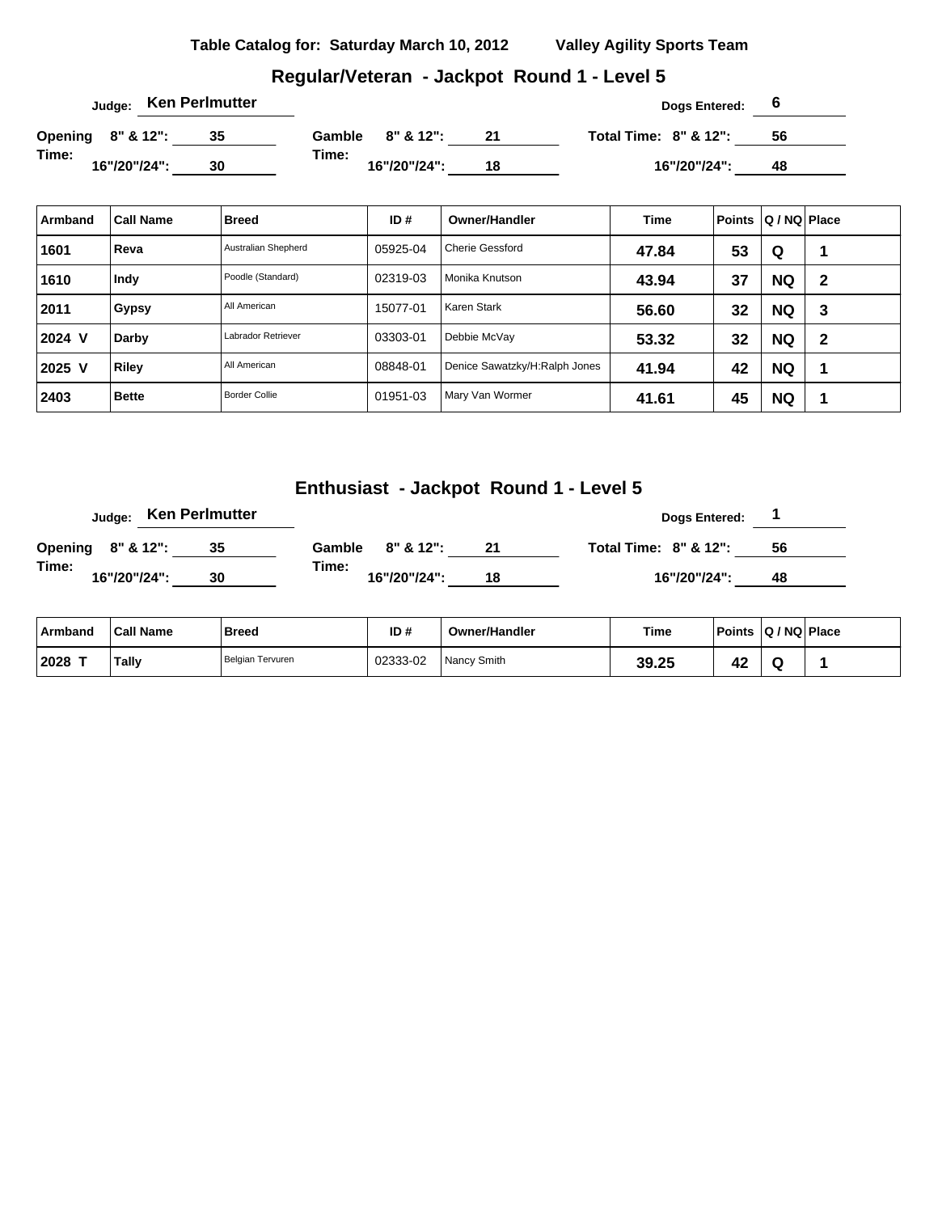**Table Catalog for: Saturday March 10, 2012 Valley Agility Sports Team**

## Regular/Veteran - Jackpot Round 1 - Level 5

Judge: **Ken Perlmutter** Dogs Entered: **6**

| | | | | | |
|---|---|---|---|---|---|
| **Opening Time:** 8" & 12": | 35 | **Gamble Time:** 8" & 12": | 21 | **Total Time:** 8" & 12": | 56 |
| 16"/20"/24": | 30 | 16"/20"/24": | 18 | 16"/20"/24": | 48 |

| Armband | Call Name | Breed | ID # | Owner/Handler | Time | Points | Q / NQ | Place |
|---|---|---|---|---|---|---|---|---|
| 1601 | Reva | Australian Shepherd | 05925-04 | Cherie Gessford | 47.84 | 53 | Q | 1 |
| 1610 | Indy | Poodle (Standard) | 02319-03 | Monika Knutson | 43.94 | 37 | NQ | 2 |
| 2011 | Gypsy | All American | 15077-01 | Karen Stark | 56.60 | 32 | NQ | 3 |
| 2024 V | Darby | Labrador Retriever | 03303-01 | Debbie McVay | 53.32 | 32 | NQ | 2 |
| 2025 V | Riley | All American | 08848-01 | Denice Sawatzky/H:Ralph Jones | 41.94 | 42 | NQ | 1 |
| 2403 | Bette | Border Collie | 01951-03 | Mary Van Wormer | 41.61 | 45 | NQ | 1 |

## Enthusiast - Jackpot Round 1 - Level 5

Judge: **Ken Perlmutter** Dogs Entered: **1**

| | | | | | |
|---|---|---|---|---|---|
| **Opening Time:** 8" & 12": | 35 | **Gamble Time:** 8" & 12": | 21 | **Total Time:** 8" & 12": | 56 |
| 16"/20"/24": | 30 | 16"/20"/24": | 18 | 16"/20"/24": | 48 |

| Armband | Call Name | Breed | ID # | Owner/Handler | Time | Points | Q / NQ | Place |
|---|---|---|---|---|---|---|---|---|
| 2028 T | Tally | Belgian Tervuren | 02333-02 | Nancy Smith | 39.25 | 42 | Q | 1 |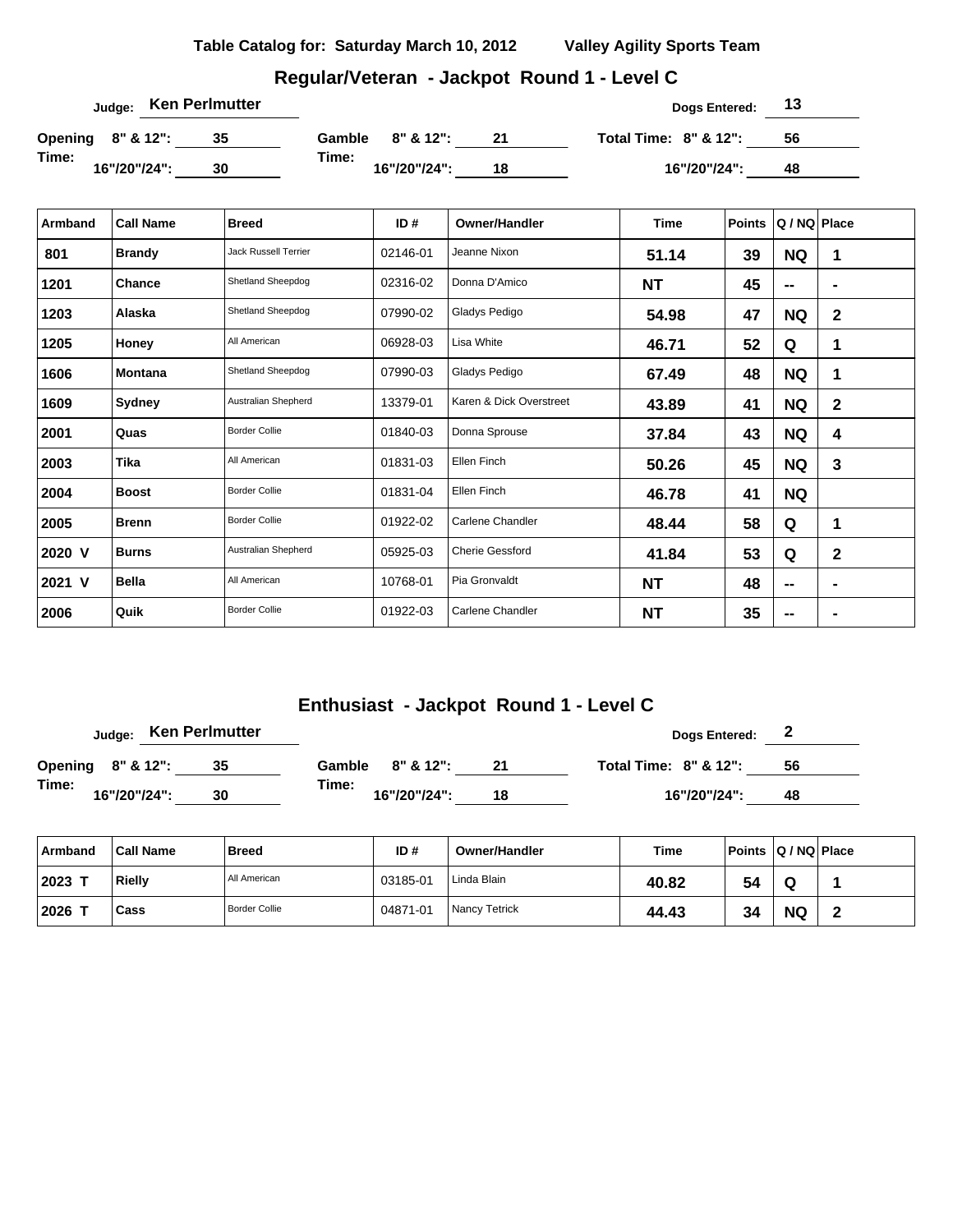**Table Catalog for: Saturday March 10, 2012** **Valley Agility Sports Team**

## Regular/Veteran - Jackpot Round 1 - Level C

**Judge:** Ken Perlmutter **Dogs Entered:** 13

**Opening Time:** 8" & 12": 35 — 16"/20"/24": 30
**Gamble Time:** 8" & 12": 21 — 16"/20"/24": 18
**Total Time:** 8" & 12": 56 — 16"/20"/24": 48

| Armband | Call Name | Breed | ID # | Owner/Handler | Time | Points | Q / NQ | Place |
|---|---|---|---|---|---|---|---|---|
| 801 | Brandy | Jack Russell Terrier | 02146-01 | Jeanne Nixon | 51.14 | 39 | NQ | 1 |
| 1201 | Chance | Shetland Sheepdog | 02316-02 | Donna D'Amico | NT | 45 | -- | - |
| 1203 | Alaska | Shetland Sheepdog | 07990-02 | Gladys Pedigo | 54.98 | 47 | NQ | 2 |
| 1205 | Honey | All American | 06928-03 | Lisa White | 46.71 | 52 | Q | 1 |
| 1606 | Montana | Shetland Sheepdog | 07990-03 | Gladys Pedigo | 67.49 | 48 | NQ | 1 |
| 1609 | Sydney | Australian Shepherd | 13379-01 | Karen & Dick Overstreet | 43.89 | 41 | NQ | 2 |
| 2001 | Quas | Border Collie | 01840-03 | Donna Sprouse | 37.84 | 43 | NQ | 4 |
| 2003 | Tika | All American | 01831-03 | Ellen Finch | 50.26 | 45 | NQ | 3 |
| 2004 | Boost | Border Collie | 01831-04 | Ellen Finch | 46.78 | 41 | NQ | |
| 2005 | Brenn | Border Collie | 01922-02 | Carlene Chandler | 48.44 | 58 | Q | 1 |
| 2020 V | Burns | Australian Shepherd | 05925-03 | Cherie Gessford | 41.84 | 53 | Q | 2 |
| 2021 V | Bella | All American | 10768-01 | Pia Gronvaldt | NT | 48 | -- | - |
| 2006 | Quik | Border Collie | 01922-03 | Carlene Chandler | NT | 35 | -- | - |

## Enthusiast - Jackpot Round 1 - Level C

**Judge:** Ken Perlmutter **Dogs Entered:** 2

**Opening Time:** 8" & 12": 35 — 16"/20"/24": 30
**Gamble Time:** 8" & 12": 21 — 16"/20"/24": 18
**Total Time:** 8" & 12": 56 — 16"/20"/24": 48

| Armband | Call Name | Breed | ID # | Owner/Handler | Time | Points | Q / NQ | Place |
|---|---|---|---|---|---|---|---|---|
| 2023 T | Rielly | All American | 03185-01 | Linda Blain | 40.82 | 54 | Q | 1 |
| 2026 T | Cass | Border Collie | 04871-01 | Nancy Tetrick | 44.43 | 34 | NQ | 2 |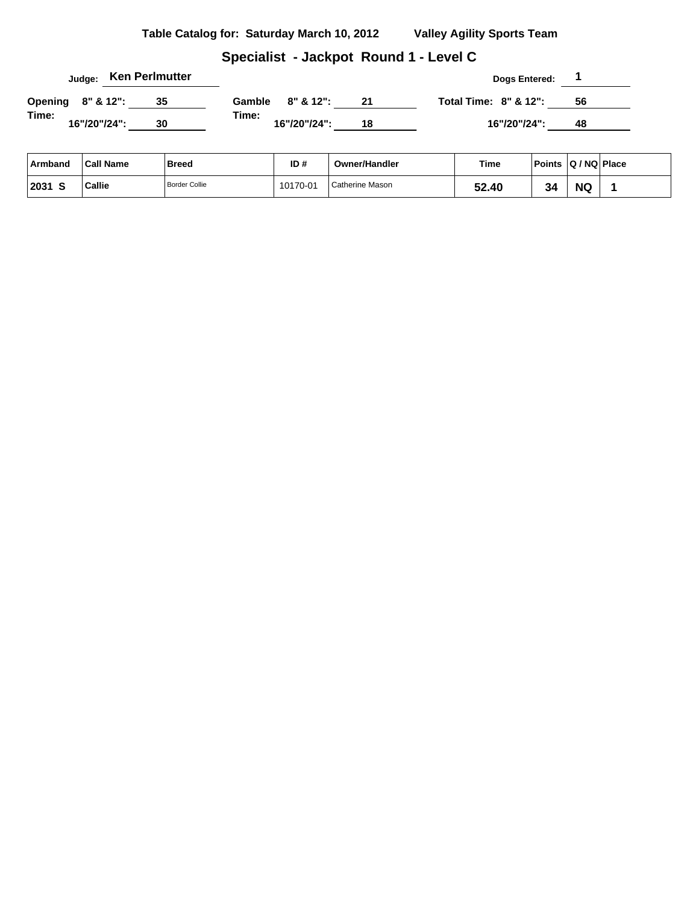**Table Catalog for: Saturday March 10, 2012 Valley Agility Sports Team**

## Specialist - Jackpot Round 1 - Level C

Judge: **Ken Perlmutter**

Dogs Entered: **1**

Opening Time: 8" & 12": **35** 16"/20"/24": **30**

Gamble Time: 8" & 12": **21** 16"/20"/24": **18**

Total Time: 8" & 12": **56** 16"/20"/24": **48**

| Armband | Call Name | Breed | ID # | Owner/Handler | Time | Points | Q / NQ | Place |
|---|---|---|---|---|---|---|---|---|
| 2031 S | Callie | Border Collie | 10170-01 | Catherine Mason | 52.40 | 34 | NQ | 1 |